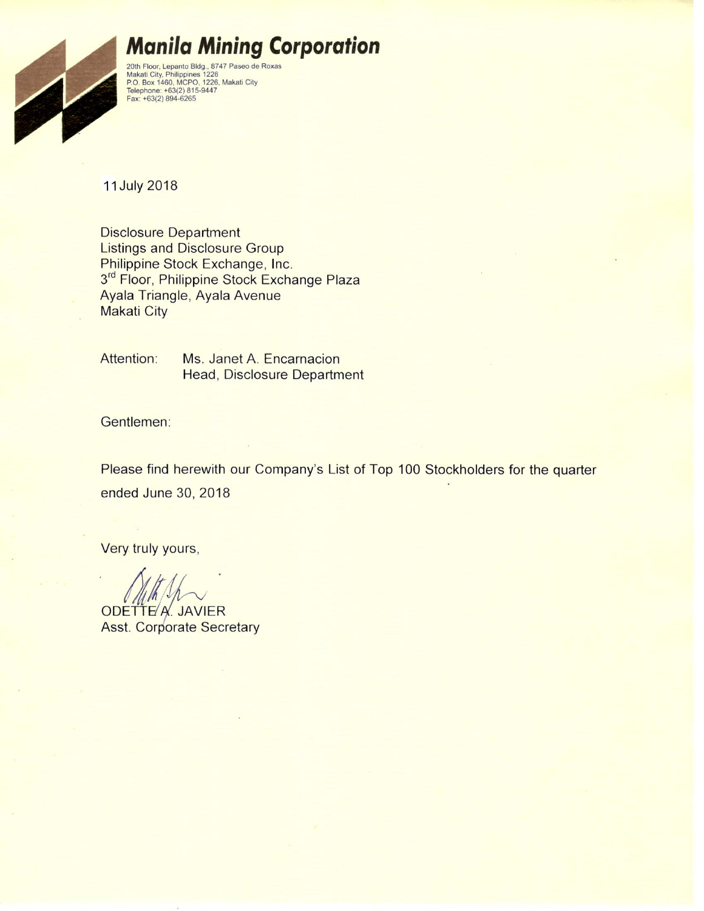# Manila Mining Corporation

20th Floor, Lepanto Bldg., 8747 Paseo de Roxas
Makati City, Philippines 1226
P.O. Box 1460, MCPO, 1226, Makati City
Telephone: +63(2) 815-9447
Fax: +63(2) 894-6265

11 July 2018

Disclosure Department
Listings and Disclosure Group
Philippine Stock Exchange, Inc.
3rd Floor, Philippine Stock Exchange Plaza
Ayala Triangle, Ayala Avenue
Makati City

Attention: Ms. Janet A. Encarnacion
Head, Disclosure Department

Gentlemen:

Please find herewith our Company's List of Top 100 Stockholders for the quarter ended June 30, 2018

Very truly yours,

ODETTE A. JAVIER
Asst. Corporate Secretary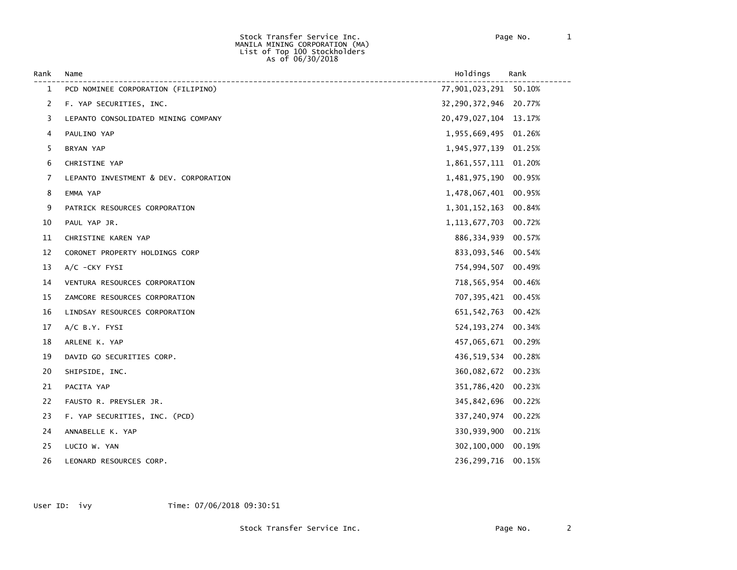Stock Transfer Service Inc.
MANILA MINING CORPORATION (MA)
List of Top 100 Stockholders
As of 06/30/2018

| Rank | Name | Holdings | Rank |
| --- | --- | --- | --- |
| 1 | PCD NOMINEE CORPORATION (FILIPINO) | 77,901,023,291 | 50.10% |
| 2 | F. YAP SECURITIES, INC. | 32,290,372,946 | 20.77% |
| 3 | LEPANTO CONSOLIDATED MINING COMPANY | 20,479,027,104 | 13.17% |
| 4 | PAULINO YAP | 1,955,669,495 | 01.26% |
| 5 | BRYAN YAP | 1,945,977,139 | 01.25% |
| 6 | CHRISTINE YAP | 1,861,557,111 | 01.20% |
| 7 | LEPANTO INVESTMENT & DEV. CORPORATION | 1,481,975,190 | 00.95% |
| 8 | EMMA YAP | 1,478,067,401 | 00.95% |
| 9 | PATRICK RESOURCES CORPORATION | 1,301,152,163 | 00.84% |
| 10 | PAUL YAP JR. | 1,113,677,703 | 00.72% |
| 11 | CHRISTINE KAREN YAP | 886,334,939 | 00.57% |
| 12 | CORONET PROPERTY HOLDINGS CORP | 833,093,546 | 00.54% |
| 13 | A/C -CKY FYSI | 754,994,507 | 00.49% |
| 14 | VENTURA RESOURCES CORPORATION | 718,565,954 | 00.46% |
| 15 | ZAMCORE RESOURCES CORPORATION | 707,395,421 | 00.45% |
| 16 | LINDSAY RESOURCES CORPORATION | 651,542,763 | 00.42% |
| 17 | A/C B.Y. FYSI | 524,193,274 | 00.34% |
| 18 | ARLENE K. YAP | 457,065,671 | 00.29% |
| 19 | DAVID GO SECURITIES CORP. | 436,519,534 | 00.28% |
| 20 | SHIPSIDE, INC. | 360,082,672 | 00.23% |
| 21 | PACITA YAP | 351,786,420 | 00.23% |
| 22 | FAUSTO R. PREYSLER JR. | 345,842,696 | 00.22% |
| 23 | F. YAP SECURITIES, INC. (PCD) | 337,240,974 | 00.22% |
| 24 | ANNABELLE K. YAP | 330,939,900 | 00.21% |
| 25 | LUCIO W. YAN | 302,100,000 | 00.19% |
| 26 | LEONARD RESOURCES CORP. | 236,299,716 | 00.15% |

User ID: ivy Time: 07/06/2018 09:30:51

Stock Transfer Service Inc.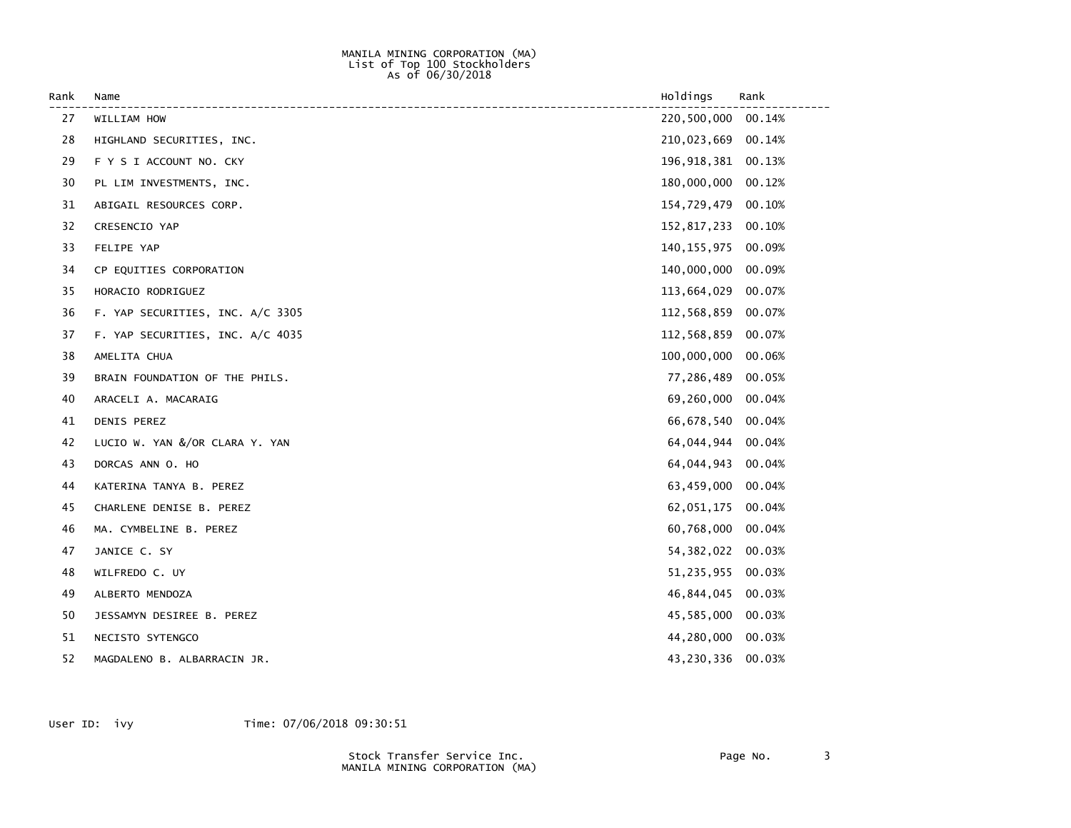MANILA MINING CORPORATION (MA)
List of Top 100 Stockholders
As of 06/30/2018

| Rank | Name | Holdings | Rank |
|---|---|---|---|
| 27 | WILLIAM HOW | 220,500,000 | 00.14% |
| 28 | HIGHLAND SECURITIES, INC. | 210,023,669 | 00.14% |
| 29 | F Y S I ACCOUNT NO. CKY | 196,918,381 | 00.13% |
| 30 | PL LIM INVESTMENTS, INC. | 180,000,000 | 00.12% |
| 31 | ABIGAIL RESOURCES CORP. | 154,729,479 | 00.10% |
| 32 | CRESENCIO YAP | 152,817,233 | 00.10% |
| 33 | FELIPE YAP | 140,155,975 | 00.09% |
| 34 | CP EQUITIES CORPORATION | 140,000,000 | 00.09% |
| 35 | HORACIO RODRIGUEZ | 113,664,029 | 00.07% |
| 36 | F. YAP SECURITIES, INC. A/C 3305 | 112,568,859 | 00.07% |
| 37 | F. YAP SECURITIES, INC. A/C 4035 | 112,568,859 | 00.07% |
| 38 | AMELITA CHUA | 100,000,000 | 00.06% |
| 39 | BRAIN FOUNDATION OF THE PHILS. | 77,286,489 | 00.05% |
| 40 | ARACELI A. MACARAIG | 69,260,000 | 00.04% |
| 41 | DENIS PEREZ | 66,678,540 | 00.04% |
| 42 | LUCIO W. YAN &/OR CLARA Y. YAN | 64,044,944 | 00.04% |
| 43 | DORCAS ANN O. HO | 64,044,943 | 00.04% |
| 44 | KATERINA TANYA B. PEREZ | 63,459,000 | 00.04% |
| 45 | CHARLENE DENISE B. PEREZ | 62,051,175 | 00.04% |
| 46 | MA. CYMBELINE B. PEREZ | 60,768,000 | 00.04% |
| 47 | JANICE C. SY | 54,382,022 | 00.03% |
| 48 | WILFREDO C. UY | 51,235,955 | 00.03% |
| 49 | ALBERTO MENDOZA | 46,844,045 | 00.03% |
| 50 | JESSAMYN DESIREE B. PEREZ | 45,585,000 | 00.03% |
| 51 | NECISTO SYTENGCO | 44,280,000 | 00.03% |
| 52 | MAGDALENO B. ALBARRACIN JR. | 43,230,336 | 00.03% |

User ID: ivy Time: 07/06/2018 09:30:51

Stock Transfer Service Inc.
MANILA MINING CORPORATION (MA)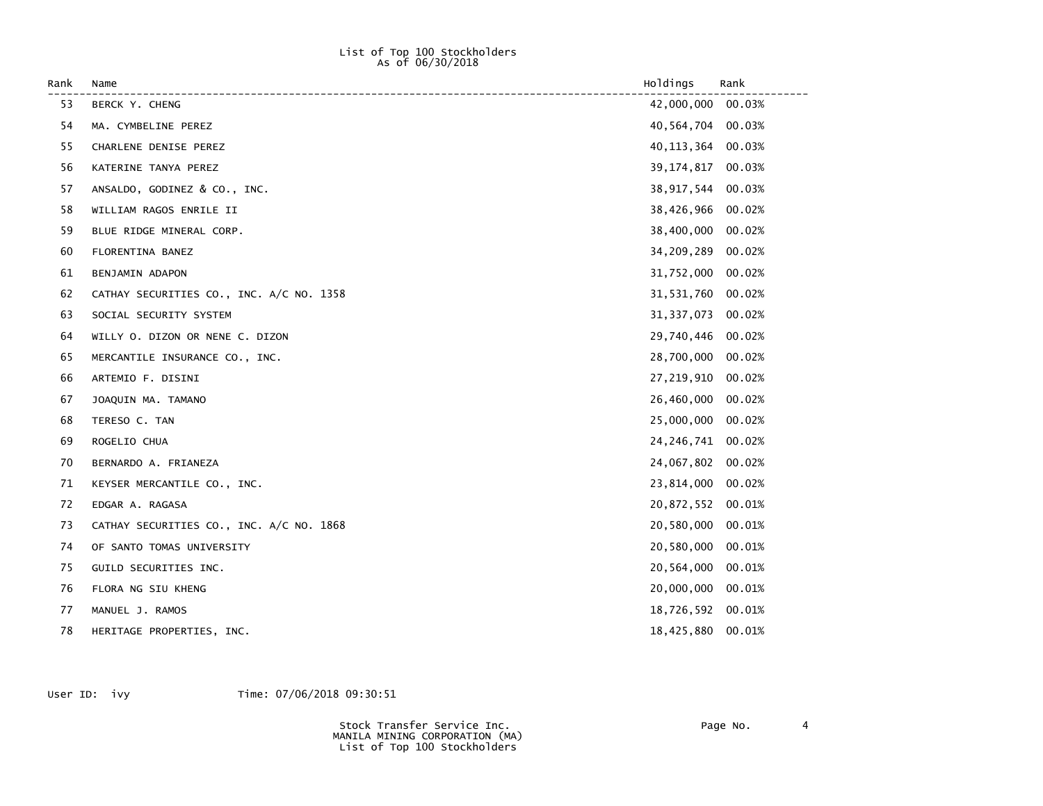List of Top 100 Stockholders
As of 06/30/2018

| Rank | Name | Holdings | Rank |
|---|---|---|---|
| 53 | BERCK Y. CHENG | 42,000,000 | 00.03% |
| 54 | MA. CYMBELINE PEREZ | 40,564,704 | 00.03% |
| 55 | CHARLENE DENISE PEREZ | 40,113,364 | 00.03% |
| 56 | KATERINE TANYA PEREZ | 39,174,817 | 00.03% |
| 57 | ANSALDO, GODINEZ & CO., INC. | 38,917,544 | 00.03% |
| 58 | WILLIAM RAGOS ENRILE II | 38,426,966 | 00.02% |
| 59 | BLUE RIDGE MINERAL CORP. | 38,400,000 | 00.02% |
| 60 | FLORENTINA BANEZ | 34,209,289 | 00.02% |
| 61 | BENJAMIN ADAPON | 31,752,000 | 00.02% |
| 62 | CATHAY SECURITIES CO., INC. A/C NO. 1358 | 31,531,760 | 00.02% |
| 63 | SOCIAL SECURITY SYSTEM | 31,337,073 | 00.02% |
| 64 | WILLY O. DIZON OR NENE C. DIZON | 29,740,446 | 00.02% |
| 65 | MERCANTILE INSURANCE CO., INC. | 28,700,000 | 00.02% |
| 66 | ARTEMIO F. DISINI | 27,219,910 | 00.02% |
| 67 | JOAQUIN MA. TAMANO | 26,460,000 | 00.02% |
| 68 | TERESO C. TAN | 25,000,000 | 00.02% |
| 69 | ROGELIO CHUA | 24,246,741 | 00.02% |
| 70 | BERNARDO A. FRIANEZA | 24,067,802 | 00.02% |
| 71 | KEYSER MERCANTILE CO., INC. | 23,814,000 | 00.02% |
| 72 | EDGAR A. RAGASA | 20,872,552 | 00.01% |
| 73 | CATHAY SECURITIES CO., INC. A/C NO. 1868 | 20,580,000 | 00.01% |
| 74 | OF SANTO TOMAS UNIVERSITY | 20,580,000 | 00.01% |
| 75 | GUILD SECURITIES INC. | 20,564,000 | 00.01% |
| 76 | FLORA NG SIU KHENG | 20,000,000 | 00.01% |
| 77 | MANUEL J. RAMOS | 18,726,592 | 00.01% |
| 78 | HERITAGE PROPERTIES, INC. | 18,425,880 | 00.01% |

User ID: ivy Time: 07/06/2018 09:30:51

Stock Transfer Service Inc.
MANILA MINING CORPORATION (MA)
List of Top 100 Stockholders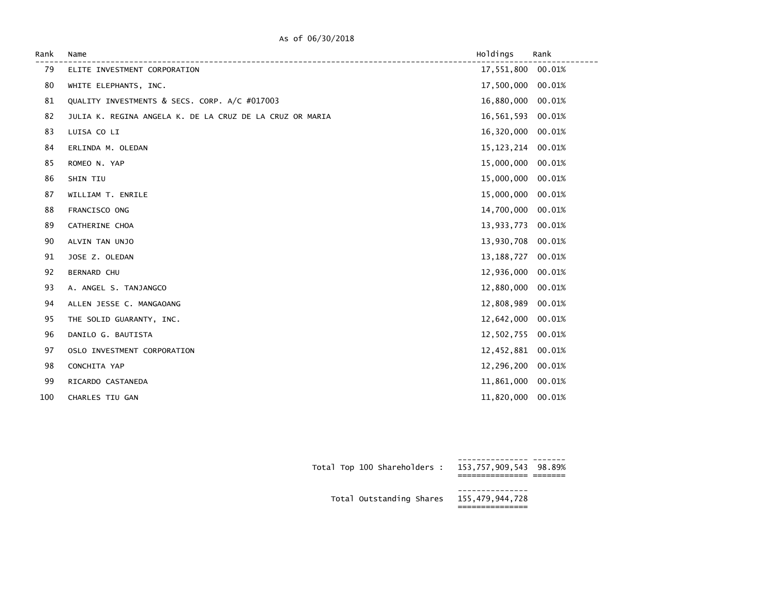As of 06/30/2018

| Rank | Name | Holdings | Rank |
|---|---|---|---|
| 79 | ELITE INVESTMENT CORPORATION | 17,551,800 | 00.01% |
| 80 | WHITE ELEPHANTS, INC. | 17,500,000 | 00.01% |
| 81 | QUALITY INVESTMENTS & SECS. CORP. A/C #017003 | 16,880,000 | 00.01% |
| 82 | JULIA K. REGINA ANGELA K. DE LA CRUZ DE LA CRUZ OR MARIA | 16,561,593 | 00.01% |
| 83 | LUISA CO LI | 16,320,000 | 00.01% |
| 84 | ERLINDA M. OLEDAN | 15,123,214 | 00.01% |
| 85 | ROMEO N. YAP | 15,000,000 | 00.01% |
| 86 | SHIN TIU | 15,000,000 | 00.01% |
| 87 | WILLIAM T. ENRILE | 15,000,000 | 00.01% |
| 88 | FRANCISCO ONG | 14,700,000 | 00.01% |
| 89 | CATHERINE CHOA | 13,933,773 | 00.01% |
| 90 | ALVIN TAN UNJO | 13,930,708 | 00.01% |
| 91 | JOSE Z. OLEDAN | 13,188,727 | 00.01% |
| 92 | BERNARD CHU | 12,936,000 | 00.01% |
| 93 | A. ANGEL S. TANJANGCO | 12,880,000 | 00.01% |
| 94 | ALLEN JESSE C. MANGAOANG | 12,808,989 | 00.01% |
| 95 | THE SOLID GUARANTY, INC. | 12,642,000 | 00.01% |
| 96 | DANILO G. BAUTISTA | 12,502,755 | 00.01% |
| 97 | OSLO INVESTMENT CORPORATION | 12,452,881 | 00.01% |
| 98 | CONCHITA YAP | 12,296,200 | 00.01% |
| 99 | RICARDO CASTANEDA | 11,861,000 | 00.01% |
| 100 | CHARLES TIU GAN | 11,820,000 | 00.01% |

| | | |
|---|---|---|
| Total Top 100 Shareholders : | 153,757,909,543 | 98.89% |
| Total Outstanding Shares | 155,479,944,728 | |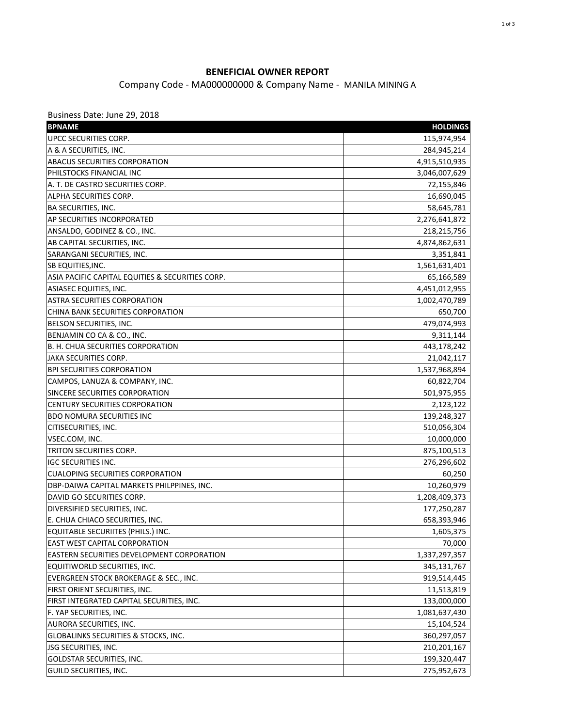**BENEFICIAL OWNER REPORT**

Company Code - MA000000000 & Company Name - MANILA MINING A

Business Date: June 29, 2018

| BPNAME | HOLDINGS |
|---|---:|
| UPCC SECURITIES CORP. | 115,974,954 |
| A & A SECURITIES, INC. | 284,945,214 |
| ABACUS SECURITIES CORPORATION | 4,915,510,935 |
| PHILSTOCKS FINANCIAL INC | 3,046,007,629 |
| A. T. DE CASTRO SECURITIES CORP. | 72,155,846 |
| ALPHA SECURITIES CORP. | 16,690,045 |
| BA SECURITIES, INC. | 58,645,781 |
| AP SECURITIES INCORPORATED | 2,276,641,872 |
| ANSALDO, GODINEZ & CO., INC. | 218,215,756 |
| AB CAPITAL SECURITIES, INC. | 4,874,862,631 |
| SARANGANI SECURITIES, INC. | 3,351,841 |
| SB EQUITIES,INC. | 1,561,631,401 |
| ASIA PACIFIC CAPITAL EQUITIES & SECURITIES CORP. | 65,166,589 |
| ASIASEC EQUITIES, INC. | 4,451,012,955 |
| ASTRA SECURITIES CORPORATION | 1,002,470,789 |
| CHINA BANK SECURITIES CORPORATION | 650,700 |
| BELSON SECURITIES, INC. | 479,074,993 |
| BENJAMIN CO CA & CO., INC. | 9,311,144 |
| B. H. CHUA SECURITIES CORPORATION | 443,178,242 |
| JAKA SECURITIES CORP. | 21,042,117 |
| BPI SECURITIES CORPORATION | 1,537,968,894 |
| CAMPOS, LANUZA & COMPANY, INC. | 60,822,704 |
| SINCERE SECURITIES CORPORATION | 501,975,955 |
| CENTURY SECURITIES CORPORATION | 2,123,122 |
| BDO NOMURA SECURITIES INC | 139,248,327 |
| CITISECURITIES, INC. | 510,056,304 |
| VSEC.COM, INC. | 10,000,000 |
| TRITON SECURITIES CORP. | 875,100,513 |
| IGC SECURITIES INC. | 276,296,602 |
| CUALOPING SECURITIES CORPORATION | 60,250 |
| DBP-DAIWA CAPITAL MARKETS PHILPPINES, INC. | 10,260,979 |
| DAVID GO SECURITIES CORP. | 1,208,409,373 |
| DIVERSIFIED SECURITIES, INC. | 177,250,287 |
| E. CHUA CHIACO SECURITIES, INC. | 658,393,946 |
| EQUITABLE SECURIITES (PHILS.) INC. | 1,605,375 |
| EAST WEST CAPITAL CORPORATION | 70,000 |
| EASTERN SECURITIES DEVELOPMENT CORPORATION | 1,337,297,357 |
| EQUITIWORLD SECURITIES, INC. | 345,131,767 |
| EVERGREEN STOCK BROKERAGE & SEC., INC. | 919,514,445 |
| FIRST ORIENT SECURITIES, INC. | 11,513,819 |
| FIRST INTEGRATED CAPITAL SECURITIES, INC. | 133,000,000 |
| F. YAP SECURITIES, INC. | 1,081,637,430 |
| AURORA SECURITIES, INC. | 15,104,524 |
| GLOBALINKS SECURITIES & STOCKS, INC. | 360,297,057 |
| JSG SECURITIES, INC. | 210,201,167 |
| GOLDSTAR SECURITIES, INC. | 199,320,447 |
| GUILD SECURITIES, INC. | 275,952,673 |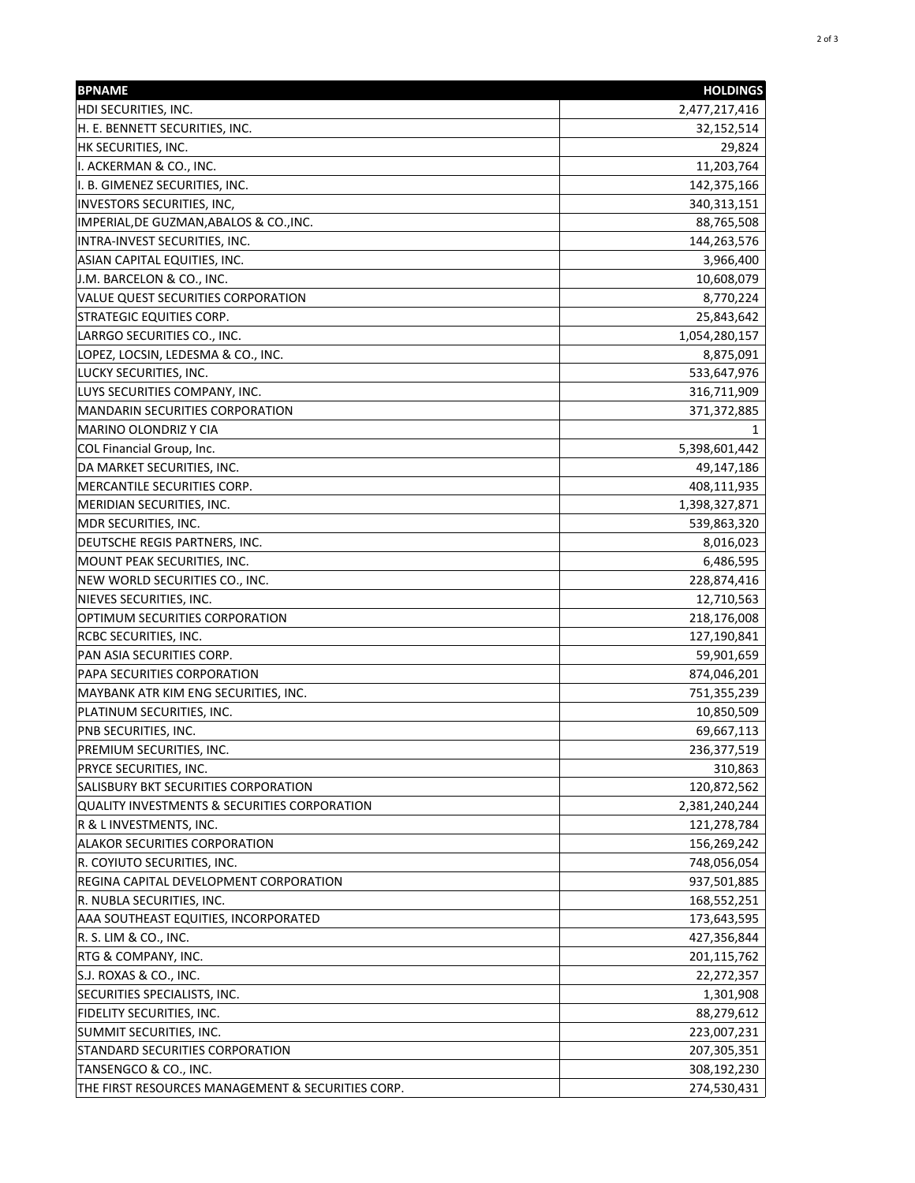| BPNAME | HOLDINGS |
|---|---|
| HDI SECURITIES, INC. | 2,477,217,416 |
| H. E. BENNETT SECURITIES, INC. | 32,152,514 |
| HK SECURITIES, INC. | 29,824 |
| I. ACKERMAN & CO., INC. | 11,203,764 |
| I. B. GIMENEZ SECURITIES, INC. | 142,375,166 |
| INVESTORS SECURITIES, INC, | 340,313,151 |
| IMPERIAL,DE GUZMAN,ABALOS & CO.,INC. | 88,765,508 |
| INTRA-INVEST SECURITIES, INC. | 144,263,576 |
| ASIAN CAPITAL EQUITIES, INC. | 3,966,400 |
| J.M. BARCELON & CO., INC. | 10,608,079 |
| VALUE QUEST SECURITIES CORPORATION | 8,770,224 |
| STRATEGIC EQUITIES CORP. | 25,843,642 |
| LARRGO SECURITIES CO., INC. | 1,054,280,157 |
| LOPEZ, LOCSIN, LEDESMA & CO., INC. | 8,875,091 |
| LUCKY SECURITIES, INC. | 533,647,976 |
| LUYS SECURITIES COMPANY, INC. | 316,711,909 |
| MANDARIN SECURITIES CORPORATION | 371,372,885 |
| MARINO OLONDRIZ Y CIA | 1 |
| COL Financial Group, Inc. | 5,398,601,442 |
| DA MARKET SECURITIES, INC. | 49,147,186 |
| MERCANTILE SECURITIES CORP. | 408,111,935 |
| MERIDIAN SECURITIES, INC. | 1,398,327,871 |
| MDR SECURITIES, INC. | 539,863,320 |
| DEUTSCHE REGIS PARTNERS, INC. | 8,016,023 |
| MOUNT PEAK SECURITIES, INC. | 6,486,595 |
| NEW WORLD SECURITIES CO., INC. | 228,874,416 |
| NIEVES SECURITIES, INC. | 12,710,563 |
| OPTIMUM SECURITIES CORPORATION | 218,176,008 |
| RCBC SECURITIES, INC. | 127,190,841 |
| PAN ASIA SECURITIES CORP. | 59,901,659 |
| PAPA SECURITIES CORPORATION | 874,046,201 |
| MAYBANK ATR KIM ENG SECURITIES, INC. | 751,355,239 |
| PLATINUM SECURITIES, INC. | 10,850,509 |
| PNB SECURITIES, INC. | 69,667,113 |
| PREMIUM SECURITIES, INC. | 236,377,519 |
| PRYCE SECURITIES, INC. | 310,863 |
| SALISBURY BKT SECURITIES CORPORATION | 120,872,562 |
| QUALITY INVESTMENTS & SECURITIES CORPORATION | 2,381,240,244 |
| R & L INVESTMENTS, INC. | 121,278,784 |
| ALAKOR SECURITIES CORPORATION | 156,269,242 |
| R. COYIUTO SECURITIES, INC. | 748,056,054 |
| REGINA CAPITAL DEVELOPMENT CORPORATION | 937,501,885 |
| R. NUBLA SECURITIES, INC. | 168,552,251 |
| AAA SOUTHEAST EQUITIES, INCORPORATED | 173,643,595 |
| R. S. LIM & CO., INC. | 427,356,844 |
| RTG & COMPANY, INC. | 201,115,762 |
| S.J. ROXAS & CO., INC. | 22,272,357 |
| SECURITIES SPECIALISTS, INC. | 1,301,908 |
| FIDELITY SECURITIES, INC. | 88,279,612 |
| SUMMIT SECURITIES, INC. | 223,007,231 |
| STANDARD SECURITIES CORPORATION | 207,305,351 |
| TANSENGCO & CO., INC. | 308,192,230 |
| THE FIRST RESOURCES MANAGEMENT & SECURITIES CORP. | 274,530,431 |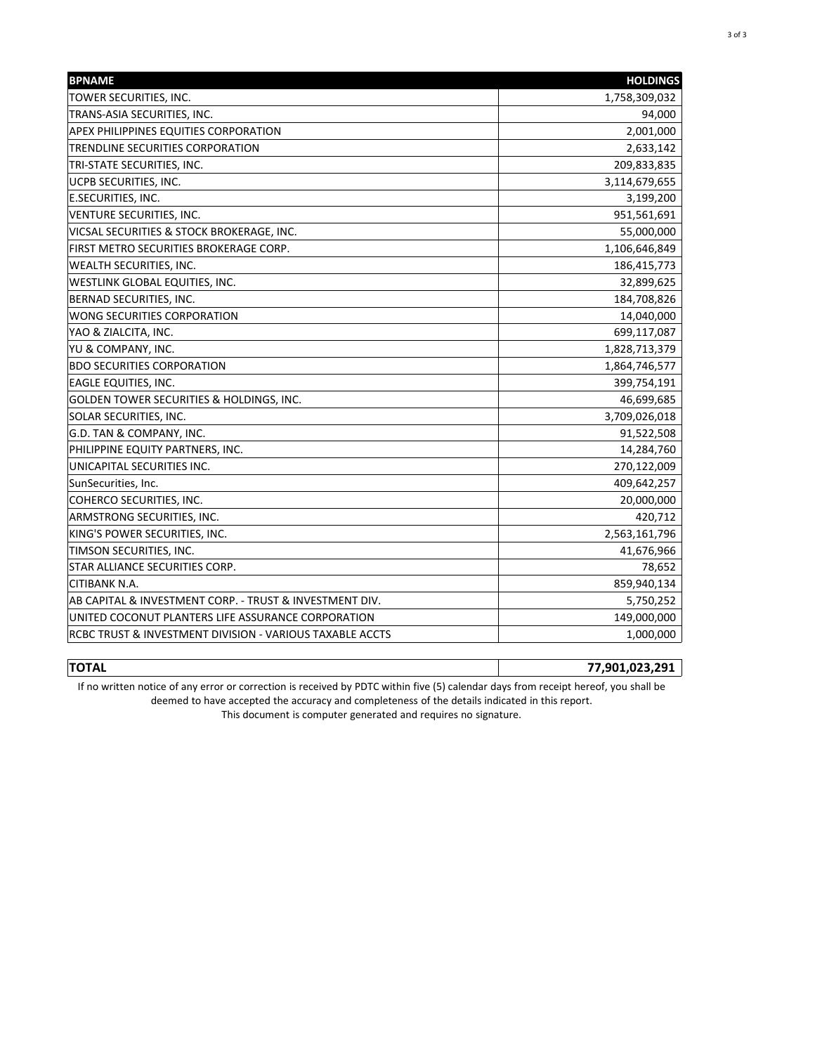| BPNAME | HOLDINGS |
|---|---|
| TOWER SECURITIES, INC. | 1,758,309,032 |
| TRANS-ASIA SECURITIES, INC. | 94,000 |
| APEX PHILIPPINES EQUITIES CORPORATION | 2,001,000 |
| TRENDLINE SECURITIES CORPORATION | 2,633,142 |
| TRI-STATE SECURITIES, INC. | 209,833,835 |
| UCPB SECURITIES, INC. | 3,114,679,655 |
| E.SECURITIES, INC. | 3,199,200 |
| VENTURE SECURITIES, INC. | 951,561,691 |
| VICSAL SECURITIES & STOCK BROKERAGE, INC. | 55,000,000 |
| FIRST METRO SECURITIES BROKERAGE CORP. | 1,106,646,849 |
| WEALTH SECURITIES, INC. | 186,415,773 |
| WESTLINK GLOBAL EQUITIES, INC. | 32,899,625 |
| BERNAD SECURITIES, INC. | 184,708,826 |
| WONG SECURITIES CORPORATION | 14,040,000 |
| YAO & ZIALCITA, INC. | 699,117,087 |
| YU & COMPANY, INC. | 1,828,713,379 |
| BDO SECURITIES CORPORATION | 1,864,746,577 |
| EAGLE EQUITIES, INC. | 399,754,191 |
| GOLDEN TOWER SECURITIES & HOLDINGS, INC. | 46,699,685 |
| SOLAR SECURITIES, INC. | 3,709,026,018 |
| G.D. TAN & COMPANY, INC. | 91,522,508 |
| PHILIPPINE EQUITY PARTNERS, INC. | 14,284,760 |
| UNICAPITAL SECURITIES INC. | 270,122,009 |
| SunSecurities, Inc. | 409,642,257 |
| COHERCO SECURITIES, INC. | 20,000,000 |
| ARMSTRONG SECURITIES, INC. | 420,712 |
| KING'S POWER SECURITIES, INC. | 2,563,161,796 |
| TIMSON SECURITIES, INC. | 41,676,966 |
| STAR ALLIANCE SECURITIES CORP. | 78,652 |
| CITIBANK N.A. | 859,940,134 |
| AB CAPITAL & INVESTMENT CORP. - TRUST & INVESTMENT DIV. | 5,750,252 |
| UNITED COCONUT PLANTERS LIFE ASSURANCE CORPORATION | 149,000,000 |
| RCBC TRUST & INVESTMENT DIVISION - VARIOUS TAXABLE ACCTS | 1,000,000 |

| **TOTAL** | **77,901,023,291** |
|---|---|

If no written notice of any error or correction is received by PDTC within five (5) calendar days from receipt hereof, you shall be deemed to have accepted the accuracy and completeness of the details indicated in this report.

This document is computer generated and requires no signature.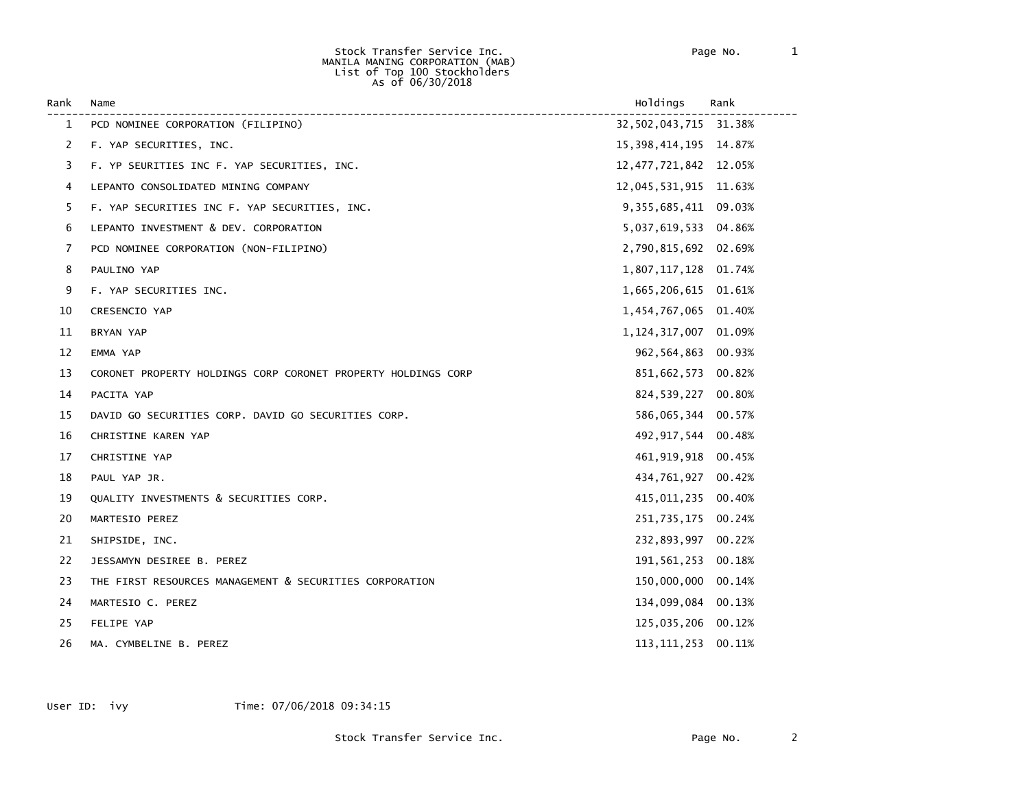Stock Transfer Service Inc.
MANILA MANING CORPORATION (MAB)
List of Top 100 Stockholders
As of 06/30/2018

| Rank | Name | Holdings | Rank |
|---|---|---|---|
| 1 | PCD NOMINEE CORPORATION (FILIPINO) | 32,502,043,715 | 31.38% |
| 2 | F. YAP SECURITIES, INC. | 15,398,414,195 | 14.87% |
| 3 | F. YP SEURITIES INC F. YAP SECURITIES, INC. | 12,477,721,842 | 12.05% |
| 4 | LEPANTO CONSOLIDATED MINING COMPANY | 12,045,531,915 | 11.63% |
| 5 | F. YAP SECURITIES INC F. YAP SECURITIES, INC. | 9,355,685,411 | 09.03% |
| 6 | LEPANTO INVESTMENT & DEV. CORPORATION | 5,037,619,533 | 04.86% |
| 7 | PCD NOMINEE CORPORATION (NON-FILIPINO) | 2,790,815,692 | 02.69% |
| 8 | PAULINO YAP | 1,807,117,128 | 01.74% |
| 9 | F. YAP SECURITIES INC. | 1,665,206,615 | 01.61% |
| 10 | CRESENCIO YAP | 1,454,767,065 | 01.40% |
| 11 | BRYAN YAP | 1,124,317,007 | 01.09% |
| 12 | EMMA YAP | 962,564,863 | 00.93% |
| 13 | CORONET PROPERTY HOLDINGS CORP CORONET PROPERTY HOLDINGS CORP | 851,662,573 | 00.82% |
| 14 | PACITA YAP | 824,539,227 | 00.80% |
| 15 | DAVID GO SECURITIES CORP. DAVID GO SECURITIES CORP. | 586,065,344 | 00.57% |
| 16 | CHRISTINE KAREN YAP | 492,917,544 | 00.48% |
| 17 | CHRISTINE YAP | 461,919,918 | 00.45% |
| 18 | PAUL YAP JR. | 434,761,927 | 00.42% |
| 19 | QUALITY INVESTMENTS & SECURITIES CORP. | 415,011,235 | 00.40% |
| 20 | MARTESIO PEREZ | 251,735,175 | 00.24% |
| 21 | SHIPSIDE, INC. | 232,893,997 | 00.22% |
| 22 | JESSAMYN DESIREE B. PEREZ | 191,561,253 | 00.18% |
| 23 | THE FIRST RESOURCES MANAGEMENT & SECURITIES CORPORATION | 150,000,000 | 00.14% |
| 24 | MARTESIO C. PEREZ | 134,099,084 | 00.13% |
| 25 | FELIPE YAP | 125,035,206 | 00.12% |
| 26 | MA. CYMBELINE B. PEREZ | 113,111,253 | 00.11% |

User ID: ivy Time: 07/06/2018 09:34:15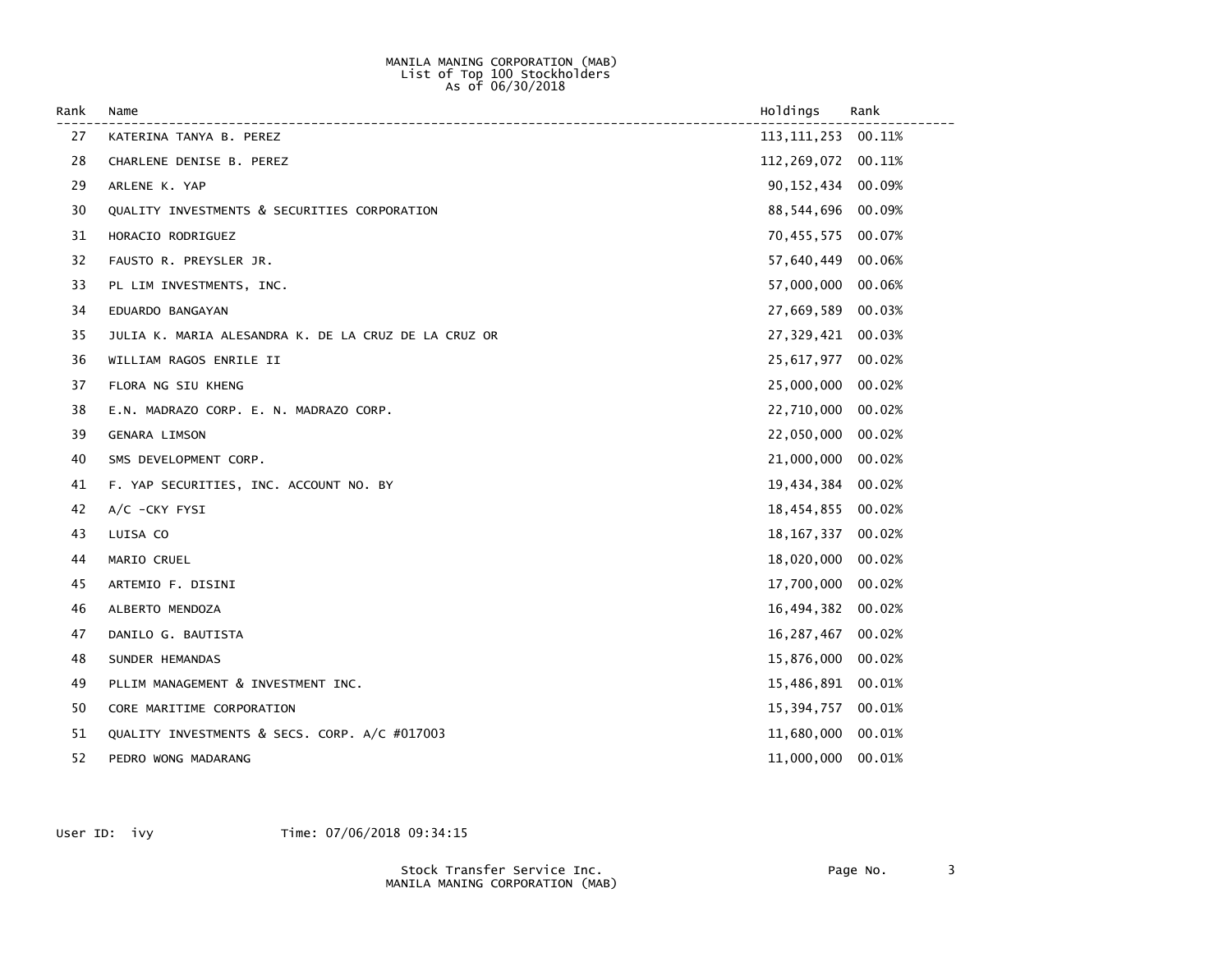MANILA MANING CORPORATION (MAB)
List of Top 100 Stockholders
As of 06/30/2018

| Rank | Name | Holdings | Rank |
|---|---|---|---|
| 27 | KATERINA TANYA B. PEREZ | 113,111,253 | 00.11% |
| 28 | CHARLENE DENISE B. PEREZ | 112,269,072 | 00.11% |
| 29 | ARLENE K. YAP | 90,152,434 | 00.09% |
| 30 | QUALITY INVESTMENTS & SECURITIES CORPORATION | 88,544,696 | 00.09% |
| 31 | HORACIO RODRIGUEZ | 70,455,575 | 00.07% |
| 32 | FAUSTO R. PREYSLER JR. | 57,640,449 | 00.06% |
| 33 | PL LIM INVESTMENTS, INC. | 57,000,000 | 00.06% |
| 34 | EDUARDO BANGAYAN | 27,669,589 | 00.03% |
| 35 | JULIA K. MARIA ALESANDRA K. DE LA CRUZ DE LA CRUZ OR | 27,329,421 | 00.03% |
| 36 | WILLIAM RAGOS ENRILE II | 25,617,977 | 00.02% |
| 37 | FLORA NG SIU KHENG | 25,000,000 | 00.02% |
| 38 | E.N. MADRAZO CORP. E. N. MADRAZO CORP. | 22,710,000 | 00.02% |
| 39 | GENARA LIMSON | 22,050,000 | 00.02% |
| 40 | SMS DEVELOPMENT CORP. | 21,000,000 | 00.02% |
| 41 | F. YAP SECURITIES, INC. ACCOUNT NO. BY | 19,434,384 | 00.02% |
| 42 | A/C -CKY FYSI | 18,454,855 | 00.02% |
| 43 | LUISA CO | 18,167,337 | 00.02% |
| 44 | MARIO CRUEL | 18,020,000 | 00.02% |
| 45 | ARTEMIO F. DISINI | 17,700,000 | 00.02% |
| 46 | ALBERTO MENDOZA | 16,494,382 | 00.02% |
| 47 | DANILO G. BAUTISTA | 16,287,467 | 00.02% |
| 48 | SUNDER HEMANDAS | 15,876,000 | 00.02% |
| 49 | PLLIM MANAGEMENT & INVESTMENT INC. | 15,486,891 | 00.01% |
| 50 | CORE MARITIME CORPORATION | 15,394,757 | 00.01% |
| 51 | QUALITY INVESTMENTS & SECS. CORP. A/C #017003 | 11,680,000 | 00.01% |
| 52 | PEDRO WONG MADARANG | 11,000,000 | 00.01% |

User ID: ivy Time: 07/06/2018 09:34:15

Stock Transfer Service Inc.
MANILA MANING CORPORATION (MAB)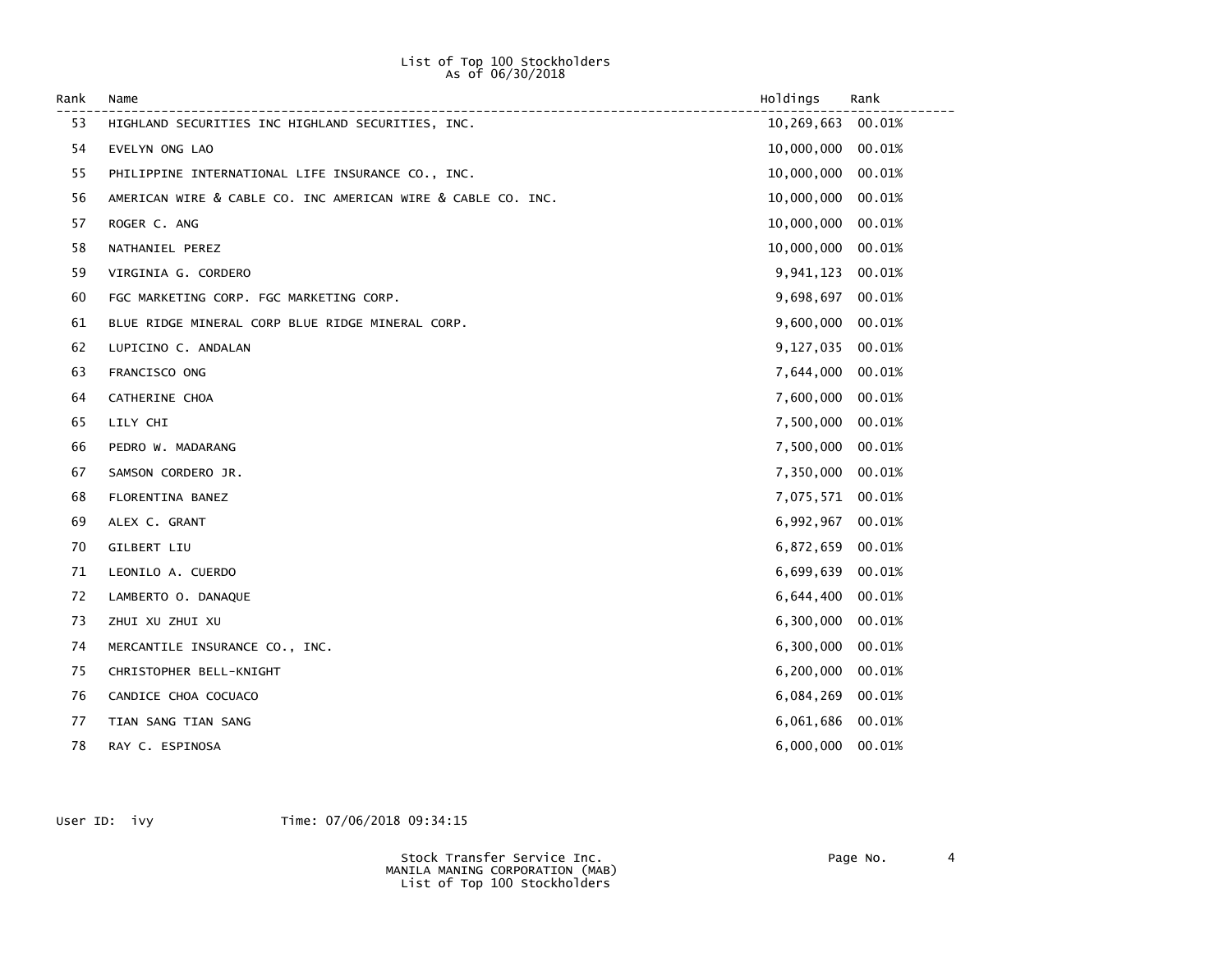List of Top 100 Stockholders
As of 06/30/2018

| Rank | Name | Holdings | Rank |
|---|---|---|---|
| 53 | HIGHLAND SECURITIES INC HIGHLAND SECURITIES, INC. | 10,269,663 | 00.01% |
| 54 | EVELYN ONG LAO | 10,000,000 | 00.01% |
| 55 | PHILIPPINE INTERNATIONAL LIFE INSURANCE CO., INC. | 10,000,000 | 00.01% |
| 56 | AMERICAN WIRE & CABLE CO. INC AMERICAN WIRE & CABLE CO. INC. | 10,000,000 | 00.01% |
| 57 | ROGER C. ANG | 10,000,000 | 00.01% |
| 58 | NATHANIEL PEREZ | 10,000,000 | 00.01% |
| 59 | VIRGINIA G. CORDERO | 9,941,123 | 00.01% |
| 60 | FGC MARKETING CORP. FGC MARKETING CORP. | 9,698,697 | 00.01% |
| 61 | BLUE RIDGE MINERAL CORP BLUE RIDGE MINERAL CORP. | 9,600,000 | 00.01% |
| 62 | LUPICINO C. ANDALAN | 9,127,035 | 00.01% |
| 63 | FRANCISCO ONG | 7,644,000 | 00.01% |
| 64 | CATHERINE CHOA | 7,600,000 | 00.01% |
| 65 | LILY CHI | 7,500,000 | 00.01% |
| 66 | PEDRO W. MADARANG | 7,500,000 | 00.01% |
| 67 | SAMSON CORDERO JR. | 7,350,000 | 00.01% |
| 68 | FLORENTINA BANEZ | 7,075,571 | 00.01% |
| 69 | ALEX C. GRANT | 6,992,967 | 00.01% |
| 70 | GILBERT LIU | 6,872,659 | 00.01% |
| 71 | LEONILO A. CUERDO | 6,699,639 | 00.01% |
| 72 | LAMBERTO O. DANAQUE | 6,644,400 | 00.01% |
| 73 | ZHUI XU ZHUI XU | 6,300,000 | 00.01% |
| 74 | MERCANTILE INSURANCE CO., INC. | 6,300,000 | 00.01% |
| 75 | CHRISTOPHER BELL-KNIGHT | 6,200,000 | 00.01% |
| 76 | CANDICE CHOA COCUACO | 6,084,269 | 00.01% |
| 77 | TIAN SANG TIAN SANG | 6,061,686 | 00.01% |
| 78 | RAY C. ESPINOSA | 6,000,000 | 00.01% |

User ID: ivy Time: 07/06/2018 09:34:15

Stock Transfer Service Inc.
MANILA MANING CORPORATION (MAB)
List of Top 100 Stockholders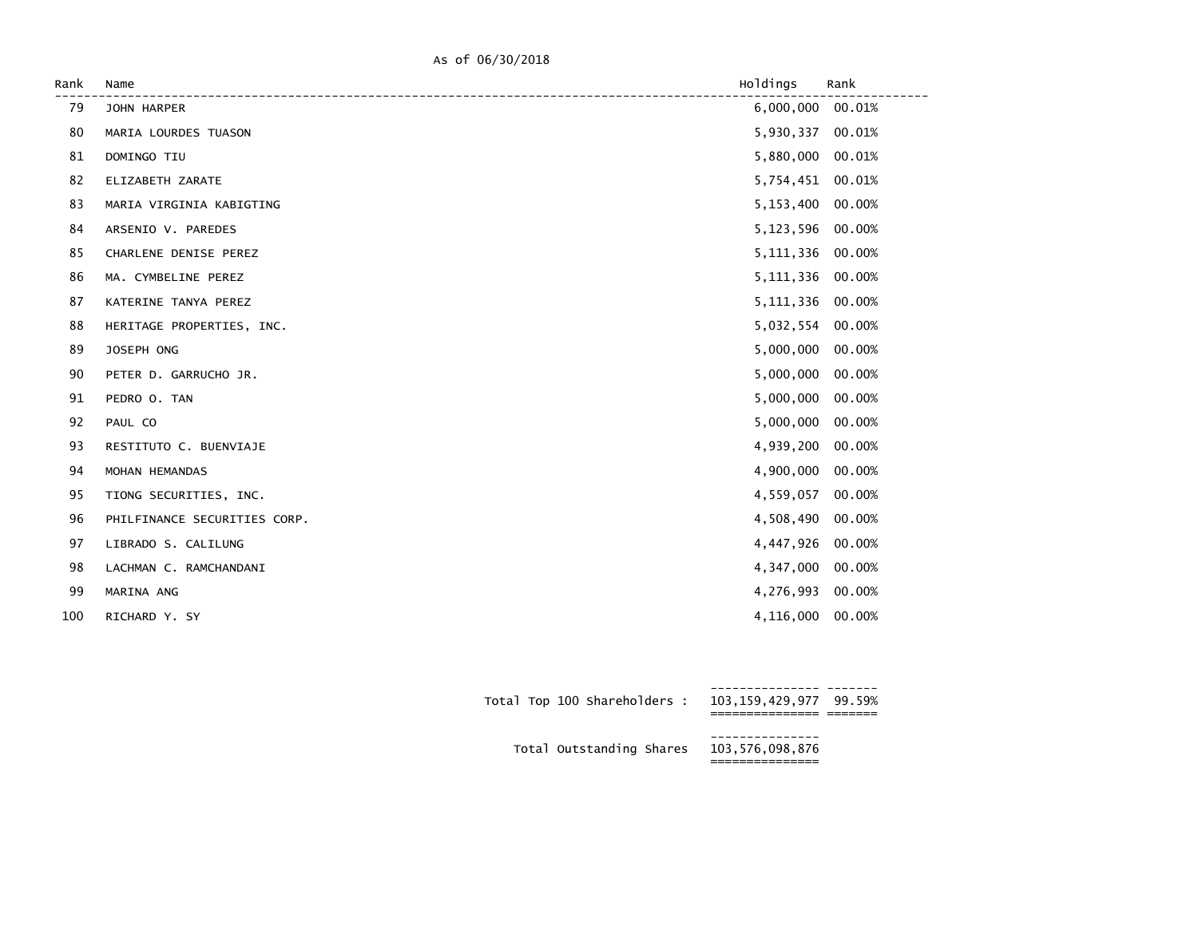As of 06/30/2018

| Rank | Name | Holdings | Rank |
|---|---|---|---|
| 79 | JOHN HARPER | 6,000,000 | 00.01% |
| 80 | MARIA LOURDES TUASON | 5,930,337 | 00.01% |
| 81 | DOMINGO TIU | 5,880,000 | 00.01% |
| 82 | ELIZABETH ZARATE | 5,754,451 | 00.01% |
| 83 | MARIA VIRGINIA KABIGTING | 5,153,400 | 00.00% |
| 84 | ARSENIO V. PAREDES | 5,123,596 | 00.00% |
| 85 | CHARLENE DENISE PEREZ | 5,111,336 | 00.00% |
| 86 | MA. CYMBELINE PEREZ | 5,111,336 | 00.00% |
| 87 | KATERINE TANYA PEREZ | 5,111,336 | 00.00% |
| 88 | HERITAGE PROPERTIES, INC. | 5,032,554 | 00.00% |
| 89 | JOSEPH ONG | 5,000,000 | 00.00% |
| 90 | PETER D. GARRUCHO JR. | 5,000,000 | 00.00% |
| 91 | PEDRO O. TAN | 5,000,000 | 00.00% |
| 92 | PAUL CO | 5,000,000 | 00.00% |
| 93 | RESTITUTO C. BUENVIAJE | 4,939,200 | 00.00% |
| 94 | MOHAN HEMANDAS | 4,900,000 | 00.00% |
| 95 | TIONG SECURITIES, INC. | 4,559,057 | 00.00% |
| 96 | PHILFINANCE SECURITIES CORP. | 4,508,490 | 00.00% |
| 97 | LIBRADO S. CALILUNG | 4,447,926 | 00.00% |
| 98 | LACHMAN C. RAMCHANDANI | 4,347,000 | 00.00% |
| 99 | MARINA ANG | 4,276,993 | 00.00% |
| 100 | RICHARD Y. SY | 4,116,000 | 00.00% |

| | | |
|---|---|---|
| Total Top 100 Shareholders : | 103,159,429,977 | 99.59% |
| Total Outstanding Shares | 103,576,098,876 | |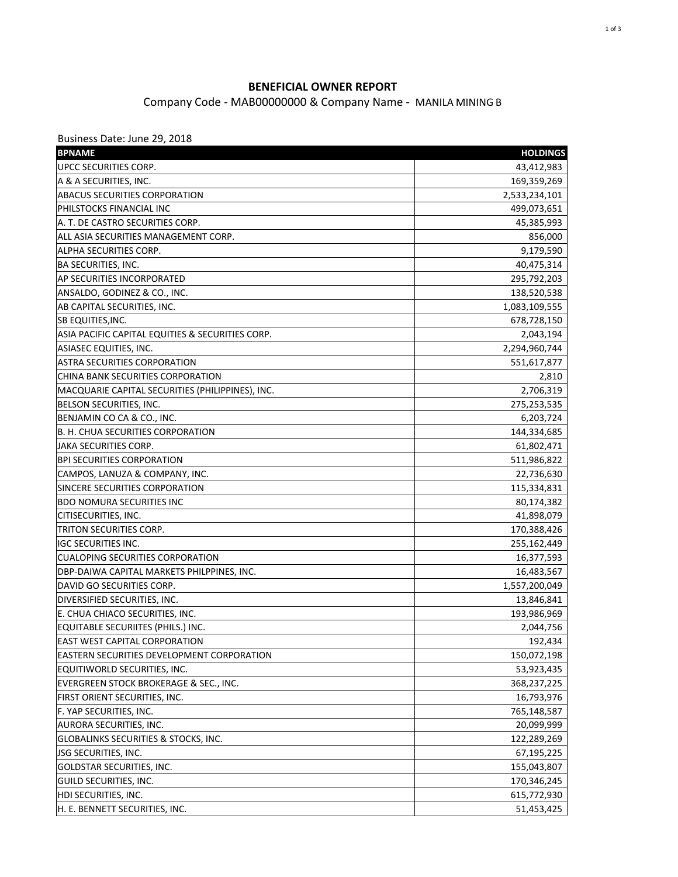## BENEFICIAL OWNER REPORT

Company Code - MAB00000000 & Company Name - MANILA MINING B

Business Date: June 29, 2018

| BPNAME | HOLDINGS |
|---|---|
| UPCC SECURITIES CORP. | 43,412,983 |
| A & A SECURITIES, INC. | 169,359,269 |
| ABACUS SECURITIES CORPORATION | 2,533,234,101 |
| PHILSTOCKS FINANCIAL INC | 499,073,651 |
| A. T. DE CASTRO SECURITIES CORP. | 45,385,993 |
| ALL ASIA SECURITIES MANAGEMENT CORP. | 856,000 |
| ALPHA SECURITIES CORP. | 9,179,590 |
| BA SECURITIES, INC. | 40,475,314 |
| AP SECURITIES INCORPORATED | 295,792,203 |
| ANSALDO, GODINEZ & CO., INC. | 138,520,538 |
| AB CAPITAL SECURITIES, INC. | 1,083,109,555 |
| SB EQUITIES,INC. | 678,728,150 |
| ASIA PACIFIC CAPITAL EQUITIES & SECURITIES CORP. | 2,043,194 |
| ASIASEC EQUITIES, INC. | 2,294,960,744 |
| ASTRA SECURITIES CORPORATION | 551,617,877 |
| CHINA BANK SECURITIES CORPORATION | 2,810 |
| MACQUARIE CAPITAL SECURITIES (PHILIPPINES), INC. | 2,706,319 |
| BELSON SECURITIES, INC. | 275,253,535 |
| BENJAMIN CO CA & CO., INC. | 6,203,724 |
| B. H. CHUA SECURITIES CORPORATION | 144,334,685 |
| JAKA SECURITIES CORP. | 61,802,471 |
| BPI SECURITIES CORPORATION | 511,986,822 |
| CAMPOS, LANUZA & COMPANY, INC. | 22,736,630 |
| SINCERE SECURITIES CORPORATION | 115,334,831 |
| BDO NOMURA SECURITIES INC | 80,174,382 |
| CITISECURITIES, INC. | 41,898,079 |
| TRITON SECURITIES CORP. | 170,388,426 |
| IGC SECURITIES INC. | 255,162,449 |
| CUALOPING SECURITIES CORPORATION | 16,377,593 |
| DBP-DAIWA CAPITAL MARKETS PHILPPINES, INC. | 16,483,567 |
| DAVID GO SECURITIES CORP. | 1,557,200,049 |
| DIVERSIFIED SECURITIES, INC. | 13,846,841 |
| E. CHUA CHIACO SECURITIES, INC. | 193,986,969 |
| EQUITABLE SECURIITES (PHILS.) INC. | 2,044,756 |
| EAST WEST CAPITAL CORPORATION | 192,434 |
| EASTERN SECURITIES DEVELOPMENT CORPORATION | 150,072,198 |
| EQUITIWORLD SECURITIES, INC. | 53,923,435 |
| EVERGREEN STOCK BROKERAGE & SEC., INC. | 368,237,225 |
| FIRST ORIENT SECURITIES, INC. | 16,793,976 |
| F. YAP SECURITIES, INC. | 765,148,587 |
| AURORA SECURITIES, INC. | 20,099,999 |
| GLOBALINKS SECURITIES & STOCKS, INC. | 122,289,269 |
| JSG SECURITIES, INC. | 67,195,225 |
| GOLDSTAR SECURITIES, INC. | 155,043,807 |
| GUILD SECURITIES, INC. | 170,346,245 |
| HDI SECURITIES, INC. | 615,772,930 |
| H. E. BENNETT SECURITIES, INC. | 51,453,425 |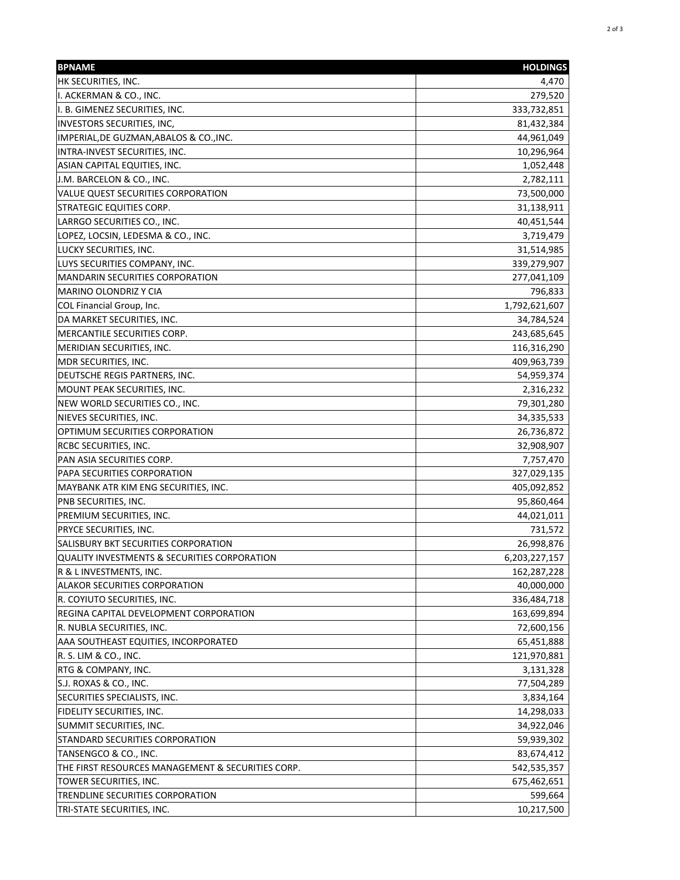| BPNAME | HOLDINGS |
| --- | ---: |
| HK SECURITIES, INC. | 4,470 |
| I. ACKERMAN & CO., INC. | 279,520 |
| I. B. GIMENEZ SECURITIES, INC. | 333,732,851 |
| INVESTORS SECURITIES, INC, | 81,432,384 |
| IMPERIAL,DE GUZMAN,ABALOS & CO.,INC. | 44,961,049 |
| INTRA-INVEST SECURITIES, INC. | 10,296,964 |
| ASIAN CAPITAL EQUITIES, INC. | 1,052,448 |
| J.M. BARCELON & CO., INC. | 2,782,111 |
| VALUE QUEST SECURITIES CORPORATION | 73,500,000 |
| STRATEGIC EQUITIES CORP. | 31,138,911 |
| LARRGO SECURITIES CO., INC. | 40,451,544 |
| LOPEZ, LOCSIN, LEDESMA & CO., INC. | 3,719,479 |
| LUCKY SECURITIES, INC. | 31,514,985 |
| LUYS SECURITIES COMPANY, INC. | 339,279,907 |
| MANDARIN SECURITIES CORPORATION | 277,041,109 |
| MARINO OLONDRIZ Y CIA | 796,833 |
| COL Financial Group, Inc. | 1,792,621,607 |
| DA MARKET SECURITIES, INC. | 34,784,524 |
| MERCANTILE SECURITIES CORP. | 243,685,645 |
| MERIDIAN SECURITIES, INC. | 116,316,290 |
| MDR SECURITIES, INC. | 409,963,739 |
| DEUTSCHE REGIS PARTNERS, INC. | 54,959,374 |
| MOUNT PEAK SECURITIES, INC. | 2,316,232 |
| NEW WORLD SECURITIES CO., INC. | 79,301,280 |
| NIEVES SECURITIES, INC. | 34,335,533 |
| OPTIMUM SECURITIES CORPORATION | 26,736,872 |
| RCBC SECURITIES, INC. | 32,908,907 |
| PAN ASIA SECURITIES CORP. | 7,757,470 |
| PAPA SECURITIES CORPORATION | 327,029,135 |
| MAYBANK ATR KIM ENG SECURITIES, INC. | 405,092,852 |
| PNB SECURITIES, INC. | 95,860,464 |
| PREMIUM SECURITIES, INC. | 44,021,011 |
| PRYCE SECURITIES, INC. | 731,572 |
| SALISBURY BKT SECURITIES CORPORATION | 26,998,876 |
| QUALITY INVESTMENTS & SECURITIES CORPORATION | 6,203,227,157 |
| R & L INVESTMENTS, INC. | 162,287,228 |
| ALAKOR SECURITIES CORPORATION | 40,000,000 |
| R. COYIUTO SECURITIES, INC. | 336,484,718 |
| REGINA CAPITAL DEVELOPMENT CORPORATION | 163,699,894 |
| R. NUBLA SECURITIES, INC. | 72,600,156 |
| AAA SOUTHEAST EQUITIES, INCORPORATED | 65,451,888 |
| R. S. LIM & CO., INC. | 121,970,881 |
| RTG & COMPANY, INC. | 3,131,328 |
| S.J. ROXAS & CO., INC. | 77,504,289 |
| SECURITIES SPECIALISTS, INC. | 3,834,164 |
| FIDELITY SECURITIES, INC. | 14,298,033 |
| SUMMIT SECURITIES, INC. | 34,922,046 |
| STANDARD SECURITIES CORPORATION | 59,939,302 |
| TANSENGCO & CO., INC. | 83,674,412 |
| THE FIRST RESOURCES MANAGEMENT & SECURITIES CORP. | 542,535,357 |
| TOWER SECURITIES, INC. | 675,462,651 |
| TRENDLINE SECURITIES CORPORATION | 599,664 |
| TRI-STATE SECURITIES, INC. | 10,217,500 |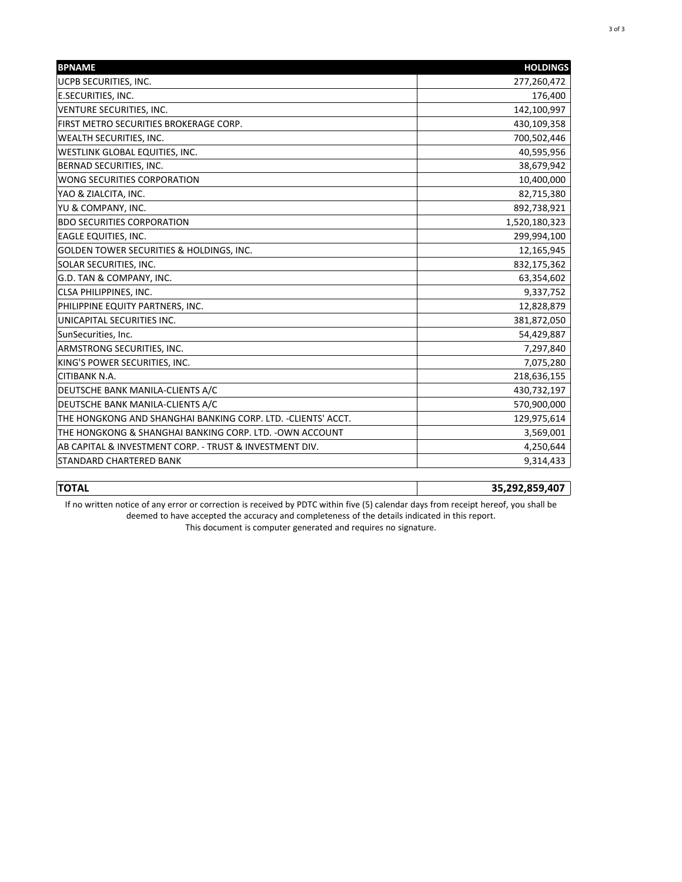| BPNAME | HOLDINGS |
| --- | --- |
| UCPB SECURITIES, INC. | 277,260,472 |
| E.SECURITIES, INC. | 176,400 |
| VENTURE SECURITIES, INC. | 142,100,997 |
| FIRST METRO SECURITIES BROKERAGE CORP. | 430,109,358 |
| WEALTH SECURITIES, INC. | 700,502,446 |
| WESTLINK GLOBAL EQUITIES, INC. | 40,595,956 |
| BERNAD SECURITIES, INC. | 38,679,942 |
| WONG SECURITIES CORPORATION | 10,400,000 |
| YAO & ZIALCITA, INC. | 82,715,380 |
| YU & COMPANY, INC. | 892,738,921 |
| BDO SECURITIES CORPORATION | 1,520,180,323 |
| EAGLE EQUITIES, INC. | 299,994,100 |
| GOLDEN TOWER SECURITIES & HOLDINGS, INC. | 12,165,945 |
| SOLAR SECURITIES, INC. | 832,175,362 |
| G.D. TAN & COMPANY, INC. | 63,354,602 |
| CLSA PHILIPPINES, INC. | 9,337,752 |
| PHILIPPINE EQUITY PARTNERS, INC. | 12,828,879 |
| UNICAPITAL SECURITIES INC. | 381,872,050 |
| SunSecurities, Inc. | 54,429,887 |
| ARMSTRONG SECURITIES, INC. | 7,297,840 |
| KING'S POWER SECURITIES, INC. | 7,075,280 |
| CITIBANK N.A. | 218,636,155 |
| DEUTSCHE BANK MANILA-CLIENTS A/C | 430,732,197 |
| DEUTSCHE BANK MANILA-CLIENTS A/C | 570,900,000 |
| THE HONGKONG AND SHANGHAI BANKING CORP. LTD. -CLIENTS' ACCT. | 129,975,614 |
| THE HONGKONG & SHANGHAI BANKING CORP. LTD. -OWN ACCOUNT | 3,569,001 |
| AB CAPITAL & INVESTMENT CORP. - TRUST & INVESTMENT DIV. | 4,250,644 |
| STANDARD CHARTERED BANK | 9,314,433 |
| **TOTAL** | **35,292,859,407** |

If no written notice of any error or correction is received by PDTC within five (5) calendar days from receipt hereof, you shall be deemed to have accepted the accuracy and completeness of the details indicated in this report.

This document is computer generated and requires no signature.